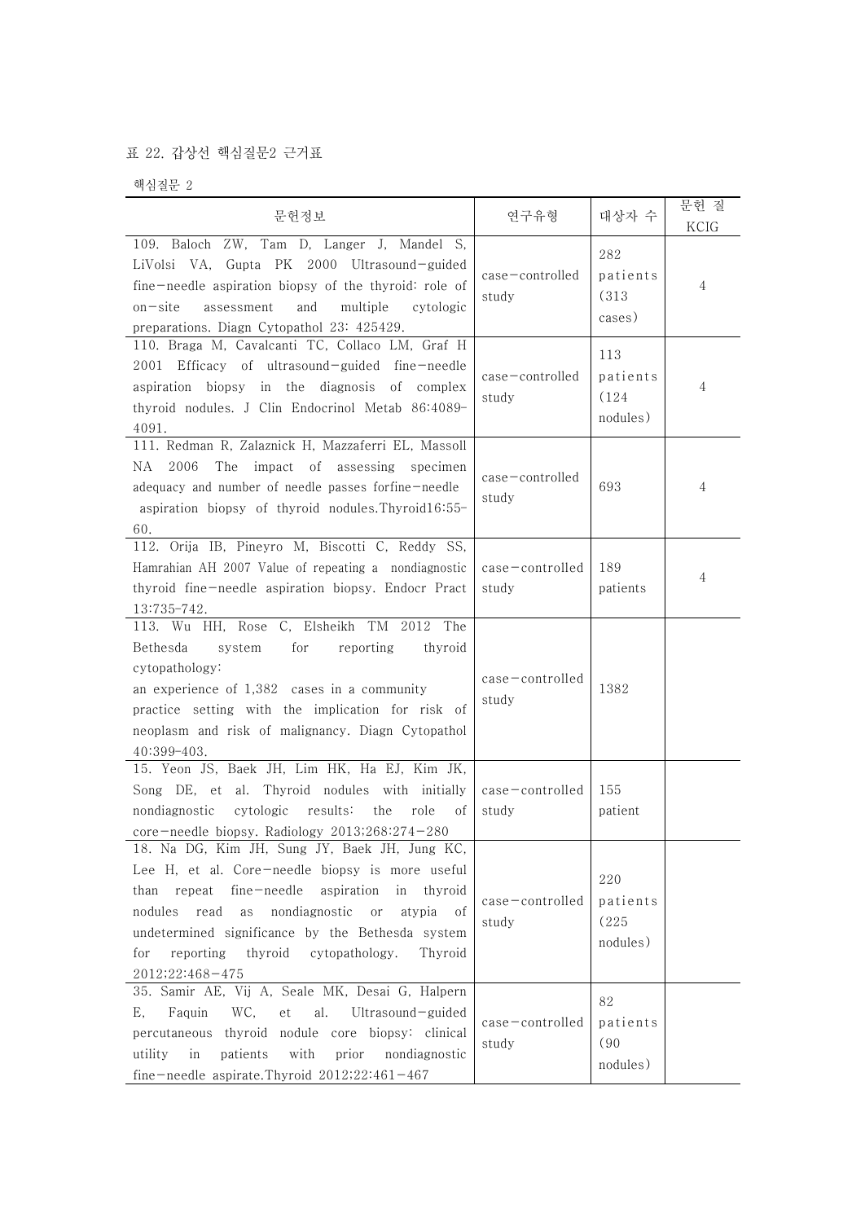표 22. 갑상선 핵심질문2 근거표

핵심질문 2

| 문헌정보 | 연구유형 | 대상자 수 | 문헌 질 KCIG |
|---|---|---|---|
| 109. Baloch ZW, Tam D, Langer J, Mandel S, LiVolsi VA, Gupta PK 2000 Ultrasound-guided fine-needle aspiration biopsy of the thyroid: role of on-site assessment and multiple cytologic preparations. Diagn Cytopathol 23: 425429. | case-controlled study | 282 patients (313 cases) | 4 |
| 110. Braga M, Cavalcanti TC, Collaco LM, Graf H 2001 Efficacy of ultrasound-guided fine-needle aspiration biopsy in the diagnosis of complex thyroid nodules. J Clin Endocrinol Metab 86:4089-4091. | case-controlled study | 113 patients (124 nodules) | 4 |
| 111. Redman R, Zalaznick H, Mazzaferri EL, Massoll NA 2006 The impact of assessing specimen adequacy and number of needle passes forfine-needle aspiration biopsy of thyroid nodules.Thyroid16:55-60. | case-controlled study | 693 | 4 |
| 112. Orija IB, Pineyro M, Biscotti C, Reddy SS, Hamrahian AH 2007 Value of repeating a nondiagnostic thyroid fine-needle aspiration biopsy. Endocr Pract 13:735-742. | case-controlled study | 189 patients | 4 |
| 113. Wu HH, Rose C, Elsheikh TM 2012 The Bethesda system for reporting thyroid cytopathology: an experience of 1,382 cases in a community practice setting with the implication for risk of neoplasm and risk of malignancy. Diagn Cytopathol 40:399-403. | case-controlled study | 1382 | |
| 15. Yeon JS, Baek JH, Lim HK, Ha EJ, Kim JK, Song DE, et al. Thyroid nodules with initially nondiagnostic cytologic results: the role of core-needle biopsy. Radiology 2013;268:274-280 | case-controlled study | 155 patient | |
| 18. Na DG, Kim JH, Sung JY, Baek JH, Jung KC, Lee H, et al. Core-needle biopsy is more useful than repeat fine-needle aspiration in thyroid nodules read as nondiagnostic or atypia of undetermined significance by the Bethesda system for reporting thyroid cytopathology. Thyroid 2012;22:468-475 | case-controlled study | 220 patients (225 nodules) | |
| 35. Samir AE, Vij A, Seale MK, Desai G, Halpern E, Faquin WC, et al. Ultrasound-guided percutaneous thyroid nodule core biopsy: clinical utility in patients with prior nondiagnostic fine-needle aspirate.Thyroid 2012;22:461-467 | case-controlled study | 82 patients (90 nodules) | |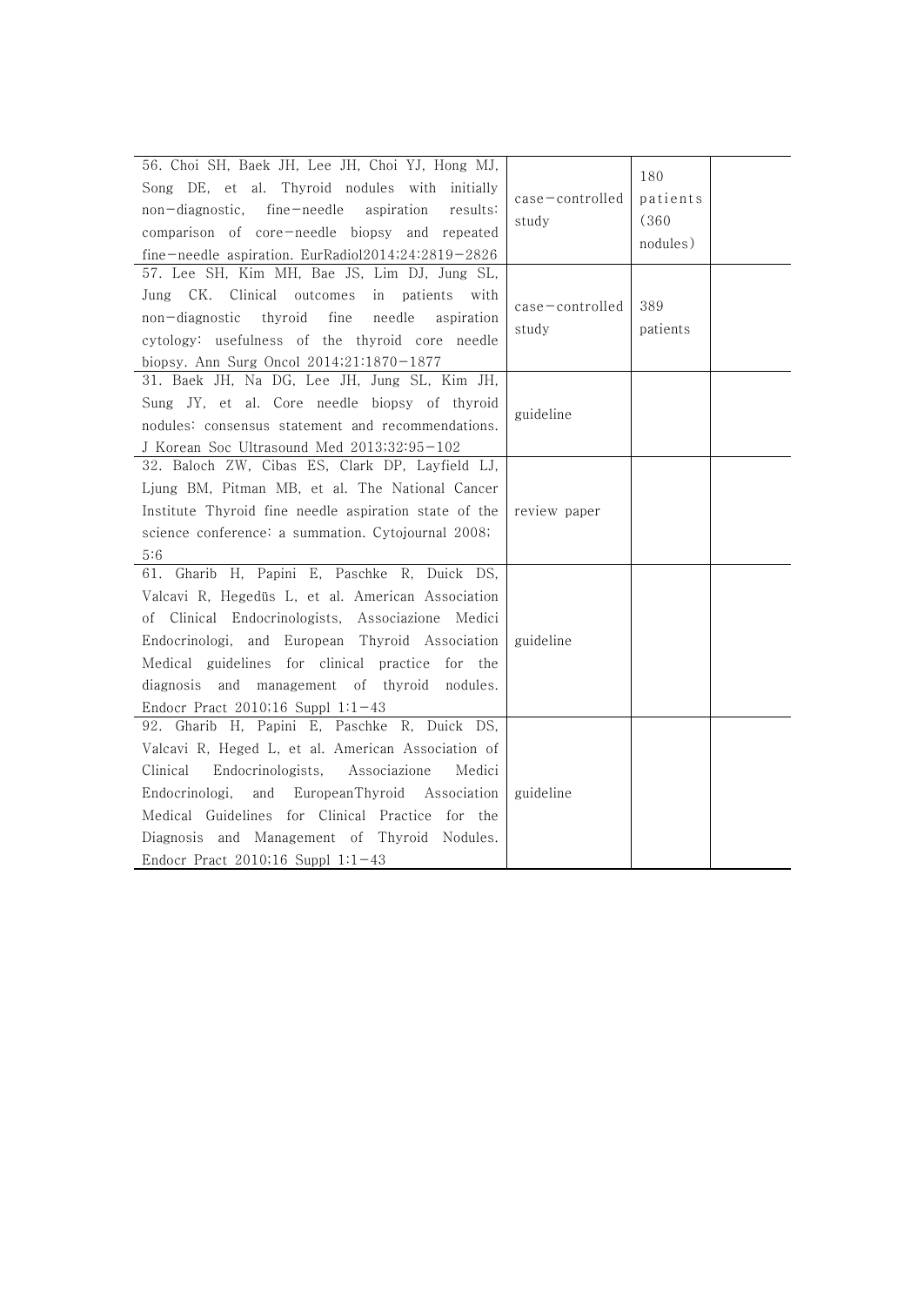| | | | |
|---|---|---|---|
| 56. Choi SH, Baek JH, Lee JH, Choi YJ, Hong MJ, Song DE, et al. Thyroid nodules with initially non−diagnostic, fine−needle aspiration results: comparison of core−needle biopsy and repeated fine−needle aspiration. EurRadiol2014;24:2819−2826 | case−controlled study | 180 patients (360 nodules) | |
| 57. Lee SH, Kim MH, Bae JS, Lim DJ, Jung SL, Jung CK. Clinical outcomes in patients with non−diagnostic thyroid fine needle aspiration cytology: usefulness of the thyroid core needle biopsy. Ann Surg Oncol 2014;21:1870−1877 | case−controlled study | 389 patients | |
| 31. Baek JH, Na DG, Lee JH, Jung SL, Kim JH, Sung JY, et al. Core needle biopsy of thyroid nodules: consensus statement and recommendations. J Korean Soc Ultrasound Med 2013;32:95−102 | guideline | | |
| 32. Baloch ZW, Cibas ES, Clark DP, Layfield LJ, Ljung BM, Pitman MB, et al. The National Cancer Institute Thyroid fine needle aspiration state of the science conference: a summation. Cytojournal 2008; 5:6 | review paper | | |
| 61. Gharib H, Papini E, Paschke R, Duick DS, Valcavi R, Hegedüs L, et al. American Association of Clinical Endocrinologists, Associazione Medici Endocrinologi, and European Thyroid Association Medical guidelines for clinical practice for the diagnosis and management of thyroid nodules. Endocr Pract 2010;16 Suppl 1:1−43 | guideline | | |
| 92. Gharib H, Papini E, Paschke R, Duick DS, Valcavi R, Heged L, et al. American Association of Clinical Endocrinologists, Associazione Medici Endocrinologi, and EuropeanThyroid Association Medical Guidelines for Clinical Practice for the Diagnosis and Management of Thyroid Nodules. Endocr Pract 2010;16 Suppl 1:1−43 | guideline | | |